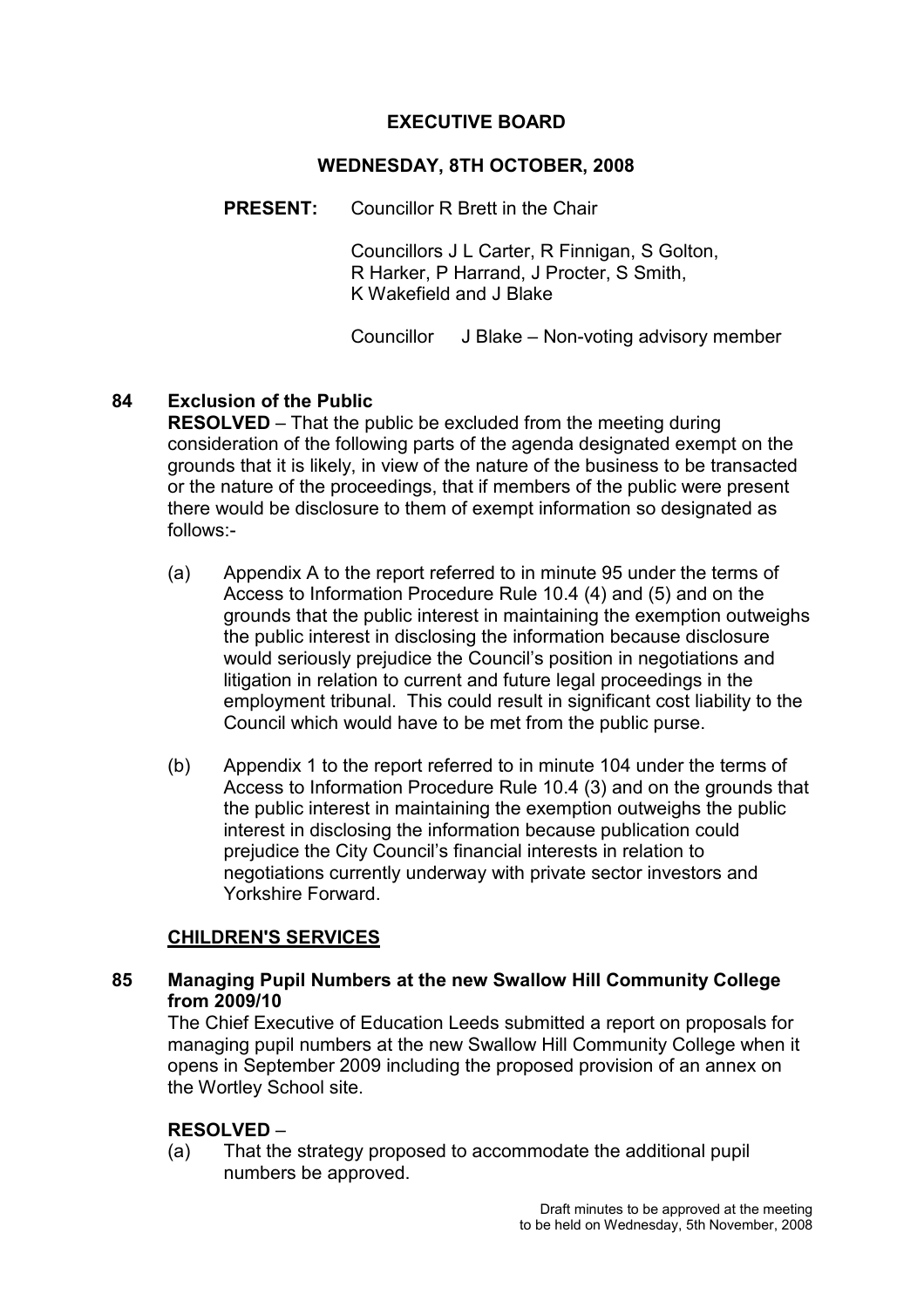# EXECUTIVE BOARD

## WEDNESDAY, 8TH OCTOBER, 2008

**PRESENT:** Councillor R Brett in the Chair

Councillors J L Carter, R Finnigan, S Golton, R Harker, P Harrand, J Procter, S Smith, K Wakefield and J Blake

Councillor J Blake – Non-voting advisory member

### 84 Exclusion of the Public

**RESOLVED** – That the public be excluded from the meeting during consideration of the following parts of the agenda designated exempt on the grounds that it is likely, in view of the nature of the business to be transacted or the nature of the proceedings, that if members of the public were present there would be disclosure to them of exempt information so designated as follows:-

(a) Appendix A to the report referred to in minute 95 under the terms of Access to Information Procedure Rule 10.4 (4) and (5) and on the grounds that the public interest in maintaining the exemption outweighs the public interest in disclosing the information because disclosure would seriously prejudice the Council's position in negotiations and litigation in relation to current and future legal proceedings in the employment tribunal. This could result in significant cost liability to the Council which would have to be met from the public purse.

(b) Appendix 1 to the report referred to in minute 104 under the terms of Access to Information Procedure Rule 10.4 (3) and on the grounds that the public interest in maintaining the exemption outweighs the public interest in disclosing the information because publication could prejudice the City Council's financial interests in relation to negotiations currently underway with private sector investors and Yorkshire Forward.

## CHILDREN'S SERVICES

### 85 Managing Pupil Numbers at the new Swallow Hill Community College from 2009/10

The Chief Executive of Education Leeds submitted a report on proposals for managing pupil numbers at the new Swallow Hill Community College when it opens in September 2009 including the proposed provision of an annex on the Wortley School site.

**RESOLVED** –

(a) That the strategy proposed to accommodate the additional pupil numbers be approved.

Draft minutes to be approved at the meeting to be held on Wednesday, 5th November, 2008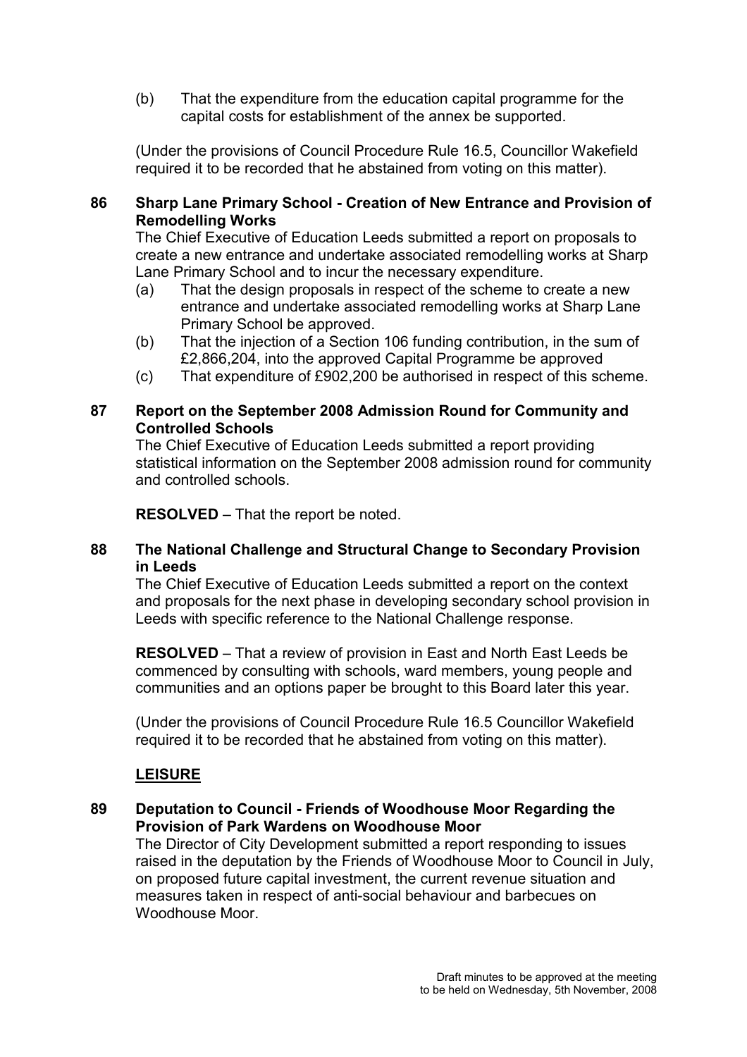(b) That the expenditure from the education capital programme for the capital costs for establishment of the annex be supported.

(Under the provisions of Council Procedure Rule 16.5, Councillor Wakefield required it to be recorded that he abstained from voting on this matter).

**86 Sharp Lane Primary School - Creation of New Entrance and Provision of Remodelling Works**

The Chief Executive of Education Leeds submitted a report on proposals to create a new entrance and undertake associated remodelling works at Sharp Lane Primary School and to incur the necessary expenditure.

(a) That the design proposals in respect of the scheme to create a new entrance and undertake associated remodelling works at Sharp Lane Primary School be approved.
(b) That the injection of a Section 106 funding contribution, in the sum of £2,866,204, into the approved Capital Programme be approved
(c) That expenditure of £902,200 be authorised in respect of this scheme.

**87 Report on the September 2008 Admission Round for Community and Controlled Schools**

The Chief Executive of Education Leeds submitted a report providing statistical information on the September 2008 admission round for community and controlled schools.

**RESOLVED** – That the report be noted.

**88 The National Challenge and Structural Change to Secondary Provision in Leeds**

The Chief Executive of Education Leeds submitted a report on the context and proposals for the next phase in developing secondary school provision in Leeds with specific reference to the National Challenge response.

**RESOLVED** – That a review of provision in East and North East Leeds be commenced by consulting with schools, ward members, young people and communities and an options paper be brought to this Board later this year.

(Under the provisions of Council Procedure Rule 16.5 Councillor Wakefield required it to be recorded that he abstained from voting on this matter).

**<u>LEISURE</u>**

**89 Deputation to Council - Friends of Woodhouse Moor Regarding the Provision of Park Wardens on Woodhouse Moor**

The Director of City Development submitted a report responding to issues raised in the deputation by the Friends of Woodhouse Moor to Council in July, on proposed future capital investment, the current revenue situation and measures taken in respect of anti-social behaviour and barbecues on Woodhouse Moor.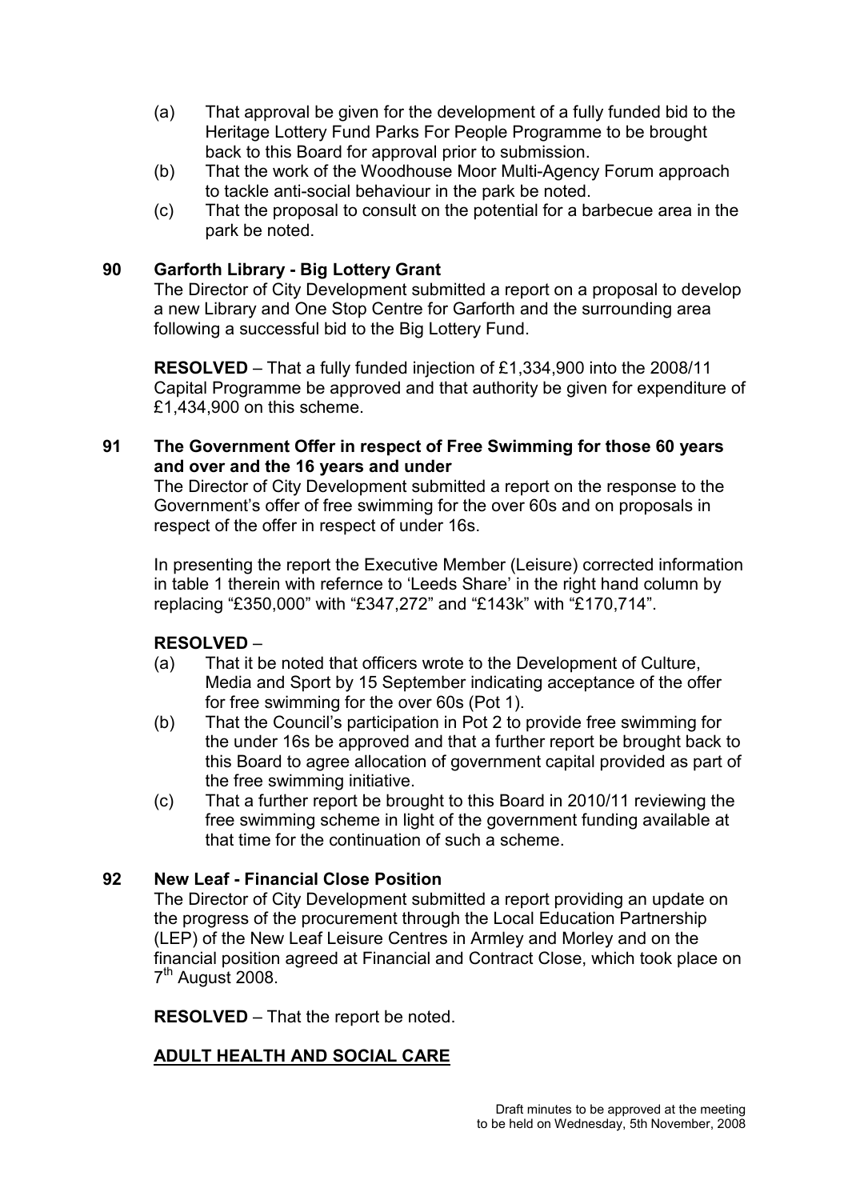(a) That approval be given for the development of a fully funded bid to the Heritage Lottery Fund Parks For People Programme to be brought back to this Board for approval prior to submission.

(b) That the work of the Woodhouse Moor Multi-Agency Forum approach to tackle anti-social behaviour in the park be noted.

(c) That the proposal to consult on the potential for a barbecue area in the park be noted.

## 90 Garforth Library - Big Lottery Grant

The Director of City Development submitted a report on a proposal to develop a new Library and One Stop Centre for Garforth and the surrounding area following a successful bid to the Big Lottery Fund.

**RESOLVED** – That a fully funded injection of £1,334,900 into the 2008/11 Capital Programme be approved and that authority be given for expenditure of £1,434,900 on this scheme.

## 91 The Government Offer in respect of Free Swimming for those 60 years and over and the 16 years and under

The Director of City Development submitted a report on the response to the Government's offer of free swimming for the over 60s and on proposals in respect of the offer in respect of under 16s.

In presenting the report the Executive Member (Leisure) corrected information in table 1 therein with refernce to 'Leeds Share' in the right hand column by replacing "£350,000" with "£347,272" and "£143k" with "£170,714".

**RESOLVED** –

(a) That it be noted that officers wrote to the Development of Culture, Media and Sport by 15 September indicating acceptance of the offer for free swimming for the over 60s (Pot 1).

(b) That the Council's participation in Pot 2 to provide free swimming for the under 16s be approved and that a further report be brought back to this Board to agree allocation of government capital provided as part of the free swimming initiative.

(c) That a further report be brought to this Board in 2010/11 reviewing the free swimming scheme in light of the government funding available at that time for the continuation of such a scheme.

## 92 New Leaf - Financial Close Position

The Director of City Development submitted a report providing an update on the progress of the procurement through the Local Education Partnership (LEP) of the New Leaf Leisure Centres in Armley and Morley and on the financial position agreed at Financial and Contract Close, which took place on 7th August 2008.

**RESOLVED** – That the report be noted.

## ADULT HEALTH AND SOCIAL CARE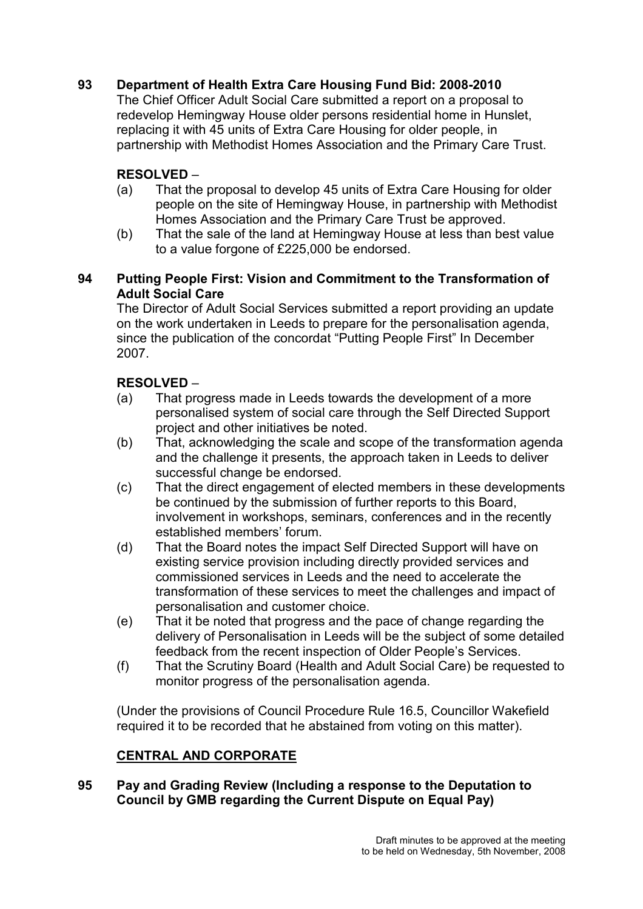**93 Department of Health Extra Care Housing Fund Bid: 2008-2010**

The Chief Officer Adult Social Care submitted a report on a proposal to redevelop Hemingway House older persons residential home in Hunslet, replacing it with 45 units of Extra Care Housing for older people, in partnership with Methodist Homes Association and the Primary Care Trust.

**RESOLVED** –

(a) That the proposal to develop 45 units of Extra Care Housing for older people on the site of Hemingway House, in partnership with Methodist Homes Association and the Primary Care Trust be approved.

(b) That the sale of the land at Hemingway House at less than best value to a value forgone of £225,000 be endorsed.

**94 Putting People First: Vision and Commitment to the Transformation of Adult Social Care**

The Director of Adult Social Services submitted a report providing an update on the work undertaken in Leeds to prepare for the personalisation agenda, since the publication of the concordat "Putting People First" In December 2007.

**RESOLVED** –

(a) That progress made in Leeds towards the development of a more personalised system of social care through the Self Directed Support project and other initiatives be noted.

(b) That, acknowledging the scale and scope of the transformation agenda and the challenge it presents, the approach taken in Leeds to deliver successful change be endorsed.

(c) That the direct engagement of elected members in these developments be continued by the submission of further reports to this Board, involvement in workshops, seminars, conferences and in the recently established members' forum.

(d) That the Board notes the impact Self Directed Support will have on existing service provision including directly provided services and commissioned services in Leeds and the need to accelerate the transformation of these services to meet the challenges and impact of personalisation and customer choice.

(e) That it be noted that progress and the pace of change regarding the delivery of Personalisation in Leeds will be the subject of some detailed feedback from the recent inspection of Older People's Services.

(f) That the Scrutiny Board (Health and Adult Social Care) be requested to monitor progress of the personalisation agenda.

(Under the provisions of Council Procedure Rule 16.5, Councillor Wakefield required it to be recorded that he abstained from voting on this matter).

## CENTRAL AND CORPORATE

**95 Pay and Grading Review (Including a response to the Deputation to Council by GMB regarding the Current Dispute on Equal Pay)**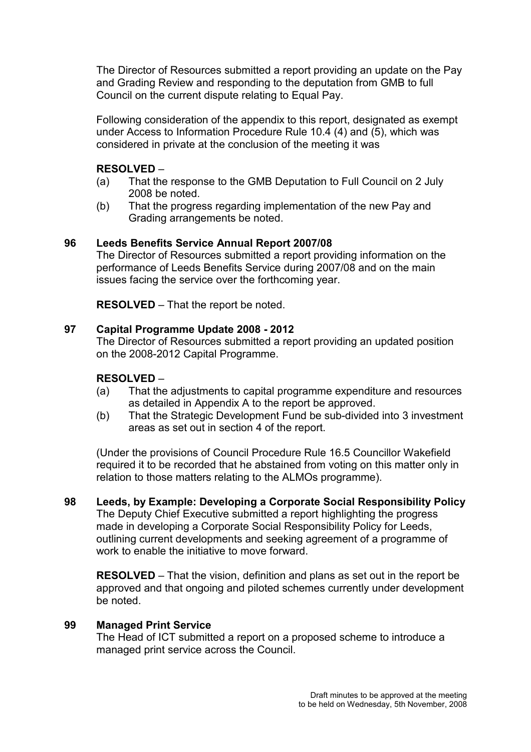The Director of Resources submitted a report providing an update on the Pay and Grading Review and responding to the deputation from GMB to full Council on the current dispute relating to Equal Pay.

Following consideration of the appendix to this report, designated as exempt under Access to Information Procedure Rule 10.4 (4) and (5), which was considered in private at the conclusion of the meeting it was

**RESOLVED** –

(a) That the response to the GMB Deputation to Full Council on 2 July 2008 be noted.

(b) That the progress regarding implementation of the new Pay and Grading arrangements be noted.

## 96 Leeds Benefits Service Annual Report 2007/08

The Director of Resources submitted a report providing information on the performance of Leeds Benefits Service during 2007/08 and on the main issues facing the service over the forthcoming year.

**RESOLVED** – That the report be noted.

## 97 Capital Programme Update 2008 - 2012

The Director of Resources submitted a report providing an updated position on the 2008-2012 Capital Programme.

**RESOLVED** –

(a) That the adjustments to capital programme expenditure and resources as detailed in Appendix A to the report be approved.

(b) That the Strategic Development Fund be sub-divided into 3 investment areas as set out in section 4 of the report.

(Under the provisions of Council Procedure Rule 16.5 Councillor Wakefield required it to be recorded that he abstained from voting on this matter only in relation to those matters relating to the ALMOs programme).

## 98 Leeds, by Example: Developing a Corporate Social Responsibility Policy

The Deputy Chief Executive submitted a report highlighting the progress made in developing a Corporate Social Responsibility Policy for Leeds, outlining current developments and seeking agreement of a programme of work to enable the initiative to move forward.

**RESOLVED** – That the vision, definition and plans as set out in the report be approved and that ongoing and piloted schemes currently under development be noted.

## 99 Managed Print Service

The Head of ICT submitted a report on a proposed scheme to introduce a managed print service across the Council.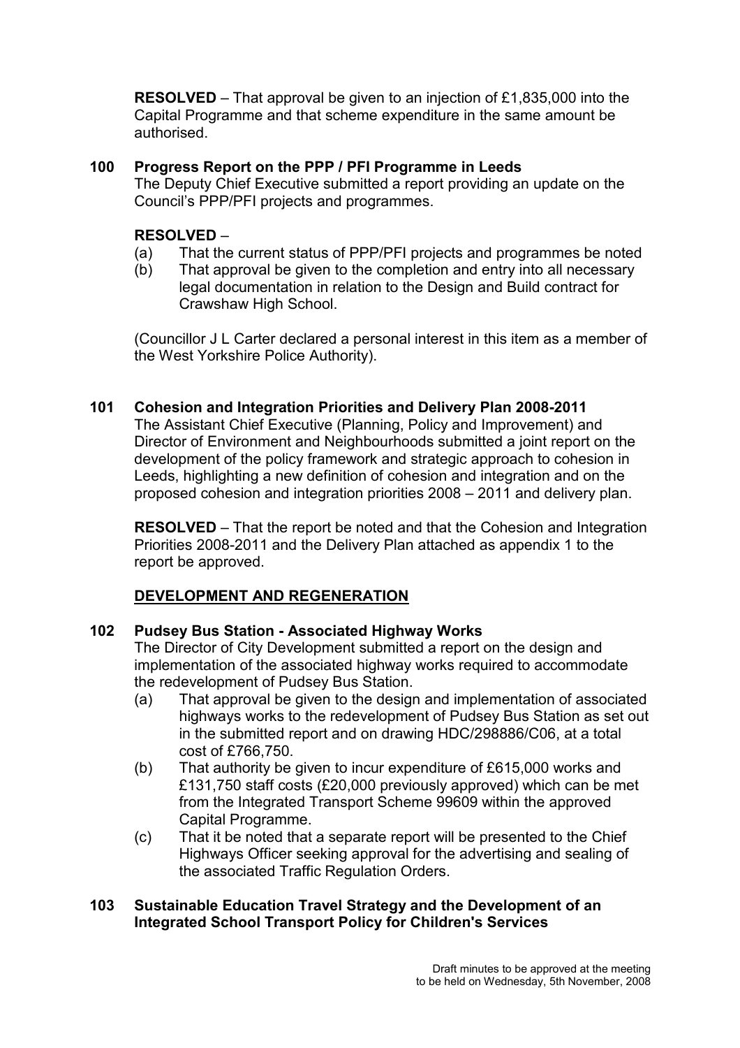**RESOLVED** – That approval be given to an injection of £1,835,000 into the Capital Programme and that scheme expenditure in the same amount be authorised.

### 100 Progress Report on the PPP / PFI Programme in Leeds

The Deputy Chief Executive submitted a report providing an update on the Council's PPP/PFI projects and programmes.

**RESOLVED** –

(a) That the current status of PPP/PFI projects and programmes be noted

(b) That approval be given to the completion and entry into all necessary legal documentation in relation to the Design and Build contract for Crawshaw High School.

(Councillor J L Carter declared a personal interest in this item as a member of the West Yorkshire Police Authority).

### 101 Cohesion and Integration Priorities and Delivery Plan 2008-2011

The Assistant Chief Executive (Planning, Policy and Improvement) and Director of Environment and Neighbourhoods submitted a joint report on the development of the policy framework and strategic approach to cohesion in Leeds, highlighting a new definition of cohesion and integration and on the proposed cohesion and integration priorities 2008 – 2011 and delivery plan.

**RESOLVED** – That the report be noted and that the Cohesion and Integration Priorities 2008-2011 and the Delivery Plan attached as appendix 1 to the report be approved.

## DEVELOPMENT AND REGENERATION

### 102 Pudsey Bus Station - Associated Highway Works

The Director of City Development submitted a report on the design and implementation of the associated highway works required to accommodate the redevelopment of Pudsey Bus Station.

(a) That approval be given to the design and implementation of associated highways works to the redevelopment of Pudsey Bus Station as set out in the submitted report and on drawing HDC/298886/C06, at a total cost of £766,750.

(b) That authority be given to incur expenditure of £615,000 works and £131,750 staff costs (£20,000 previously approved) which can be met from the Integrated Transport Scheme 99609 within the approved Capital Programme.

(c) That it be noted that a separate report will be presented to the Chief Highways Officer seeking approval for the advertising and sealing of the associated Traffic Regulation Orders.

### 103 Sustainable Education Travel Strategy and the Development of an Integrated School Transport Policy for Children's Services

Draft minutes to be approved at the meeting to be held on Wednesday, 5th November, 2008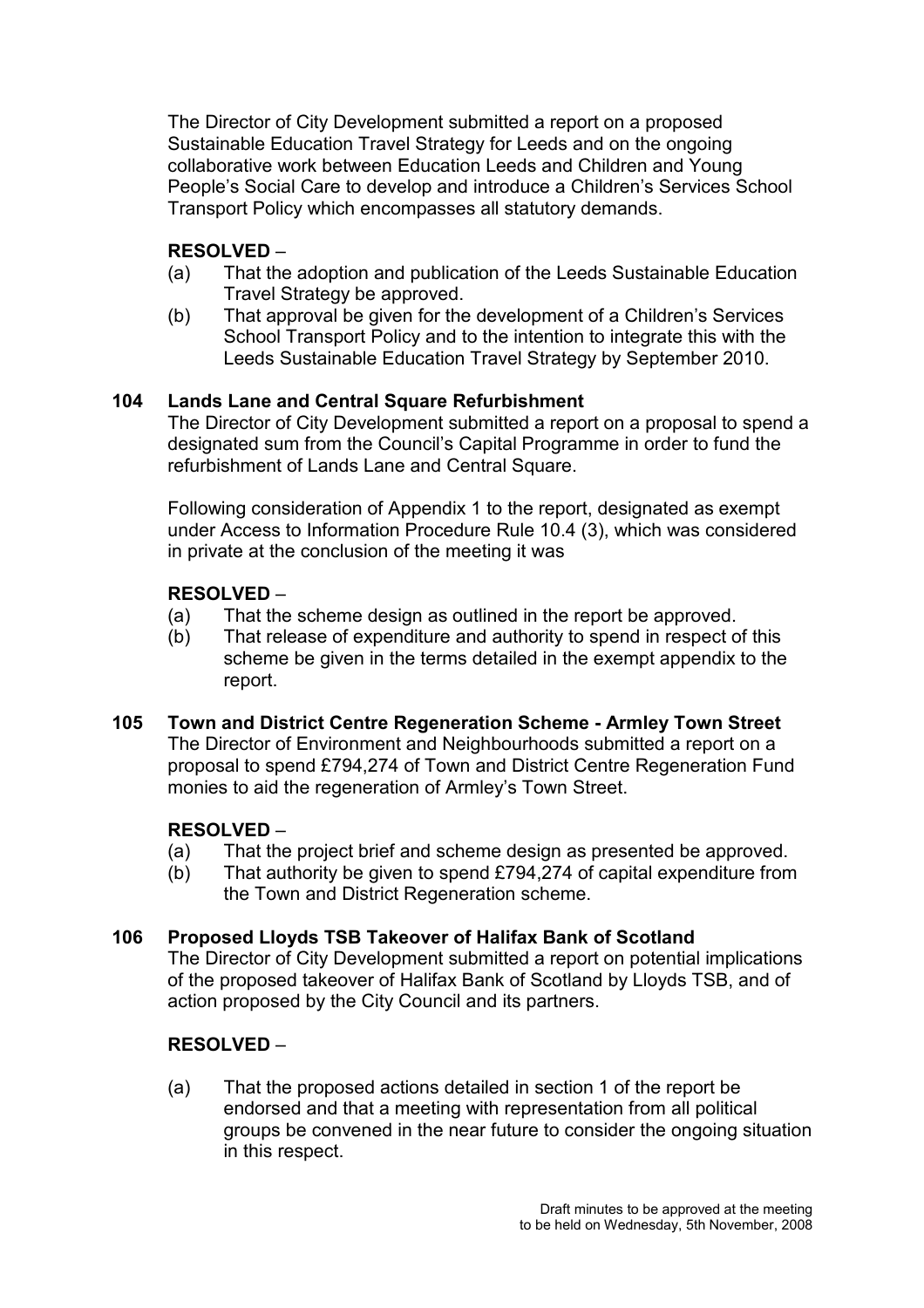The Director of City Development submitted a report on a proposed Sustainable Education Travel Strategy for Leeds and on the ongoing collaborative work between Education Leeds and Children and Young People's Social Care to develop and introduce a Children's Services School Transport Policy which encompasses all statutory demands.

**RESOLVED** –

(a) That the adoption and publication of the Leeds Sustainable Education Travel Strategy be approved.

(b) That approval be given for the development of a Children's Services School Transport Policy and to the intention to integrate this with the Leeds Sustainable Education Travel Strategy by September 2010.

### 104 Lands Lane and Central Square Refurbishment

The Director of City Development submitted a report on a proposal to spend a designated sum from the Council's Capital Programme in order to fund the refurbishment of Lands Lane and Central Square.

Following consideration of Appendix 1 to the report, designated as exempt under Access to Information Procedure Rule 10.4 (3), which was considered in private at the conclusion of the meeting it was

**RESOLVED** –

(a) That the scheme design as outlined in the report be approved.

(b) That release of expenditure and authority to spend in respect of this scheme be given in the terms detailed in the exempt appendix to the report.

### 105 Town and District Centre Regeneration Scheme - Armley Town Street

The Director of Environment and Neighbourhoods submitted a report on a proposal to spend £794,274 of Town and District Centre Regeneration Fund monies to aid the regeneration of Armley's Town Street.

**RESOLVED** –

(a) That the project brief and scheme design as presented be approved.

(b) That authority be given to spend £794,274 of capital expenditure from the Town and District Regeneration scheme.

### 106 Proposed Lloyds TSB Takeover of Halifax Bank of Scotland

The Director of City Development submitted a report on potential implications of the proposed takeover of Halifax Bank of Scotland by Lloyds TSB, and of action proposed by the City Council and its partners.

**RESOLVED** –

(a) That the proposed actions detailed in section 1 of the report be endorsed and that a meeting with representation from all political groups be convened in the near future to consider the ongoing situation in this respect.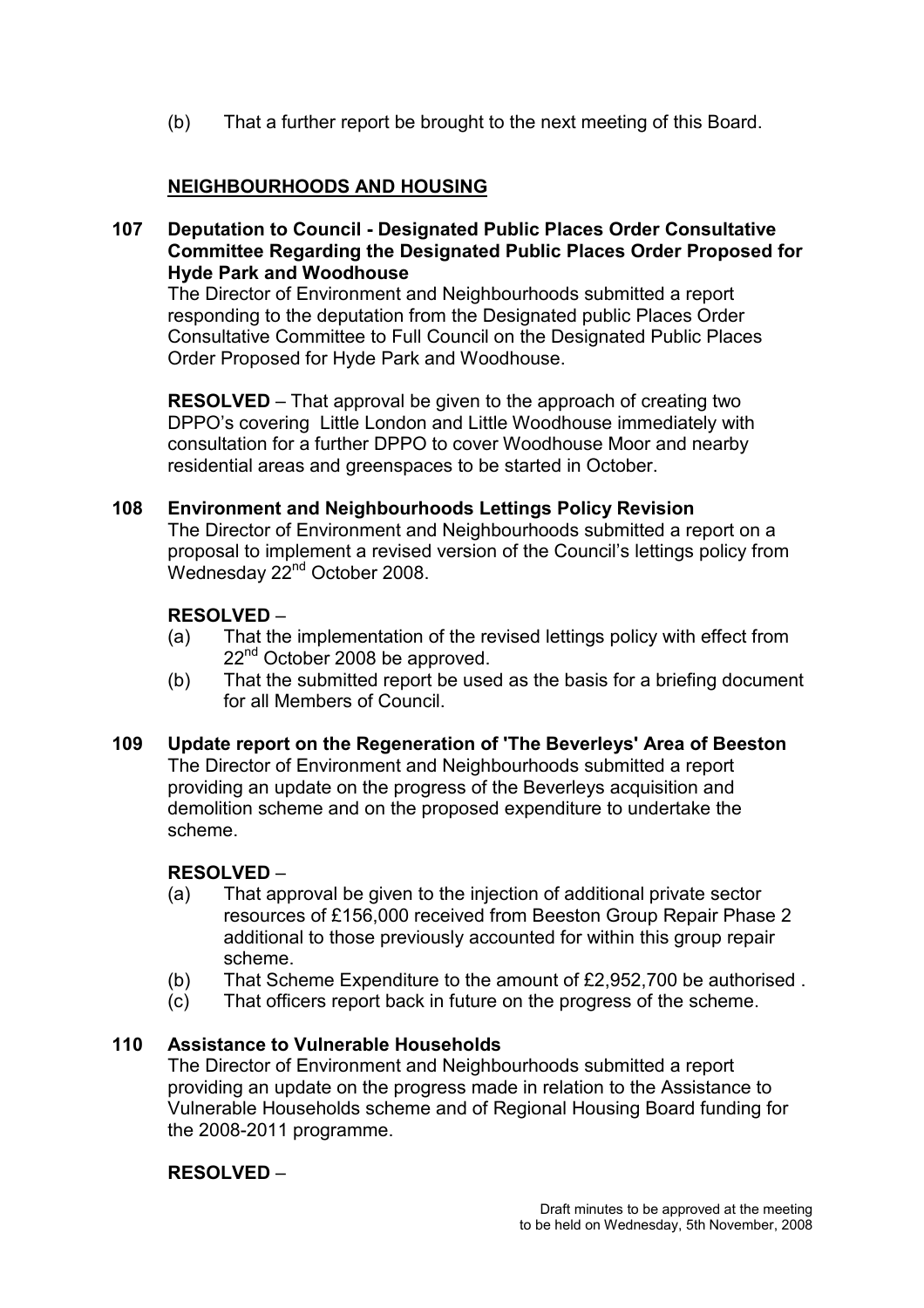(b) That a further report be brought to the next meeting of this Board.

## NEIGHBOURHOODS AND HOUSING

**107 Deputation to Council - Designated Public Places Order Consultative Committee Regarding the Designated Public Places Order Proposed for Hyde Park and Woodhouse**

The Director of Environment and Neighbourhoods submitted a report responding to the deputation from the Designated public Places Order Consultative Committee to Full Council on the Designated Public Places Order Proposed for Hyde Park and Woodhouse.

**RESOLVED** – That approval be given to the approach of creating two DPPO's covering Little London and Little Woodhouse immediately with consultation for a further DPPO to cover Woodhouse Moor and nearby residential areas and greenspaces to be started in October.

**108 Environment and Neighbourhoods Lettings Policy Revision**

The Director of Environment and Neighbourhoods submitted a report on a proposal to implement a revised version of the Council's lettings policy from Wednesday 22nd October 2008.

**RESOLVED** –

(a) That the implementation of the revised lettings policy with effect from 22nd October 2008 be approved.

(b) That the submitted report be used as the basis for a briefing document for all Members of Council.

**109 Update report on the Regeneration of 'The Beverleys' Area of Beeston**

The Director of Environment and Neighbourhoods submitted a report providing an update on the progress of the Beverleys acquisition and demolition scheme and on the proposed expenditure to undertake the scheme.

**RESOLVED** –

(a) That approval be given to the injection of additional private sector resources of £156,000 received from Beeston Group Repair Phase 2 additional to those previously accounted for within this group repair scheme.

(b) That Scheme Expenditure to the amount of £2,952,700 be authorised .

(c) That officers report back in future on the progress of the scheme.

**110 Assistance to Vulnerable Households**

The Director of Environment and Neighbourhoods submitted a report providing an update on the progress made in relation to the Assistance to Vulnerable Households scheme and of Regional Housing Board funding for the 2008-2011 programme.

**RESOLVED** –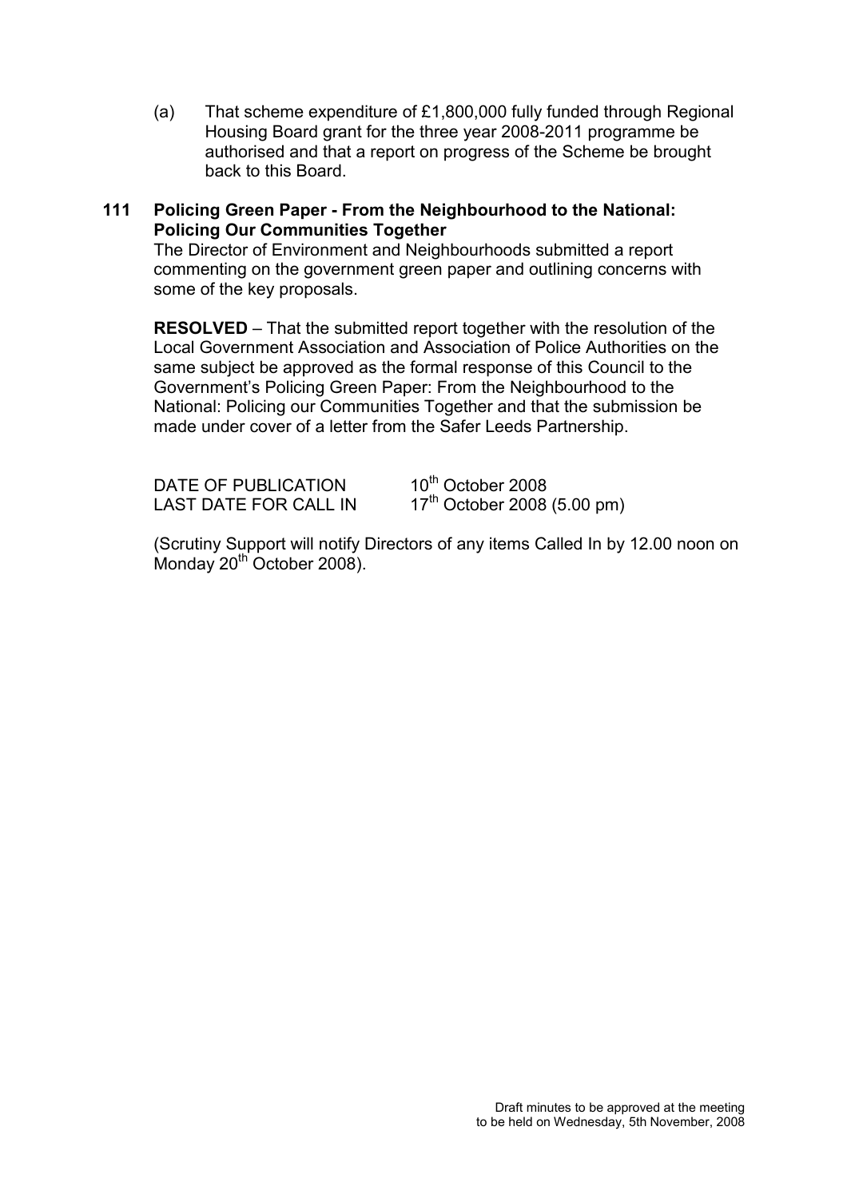(a) That scheme expenditure of £1,800,000 fully funded through Regional Housing Board grant for the three year 2008-2011 programme be authorised and that a report on progress of the Scheme be brought back to this Board.

**111 Policing Green Paper - From the Neighbourhood to the National: Policing Our Communities Together**

The Director of Environment and Neighbourhoods submitted a report commenting on the government green paper and outlining concerns with some of the key proposals.

**RESOLVED** – That the submitted report together with the resolution of the Local Government Association and Association of Police Authorities on the same subject be approved as the formal response of this Council to the Government's Policing Green Paper: From the Neighbourhood to the National: Policing our Communities Together and that the submission be made under cover of a letter from the Safer Leeds Partnership.

DATE OF PUBLICATION 10th October 2008
LAST DATE FOR CALL IN 17th October 2008 (5.00 pm)

(Scrutiny Support will notify Directors of any items Called In by 12.00 noon on Monday 20th October 2008).